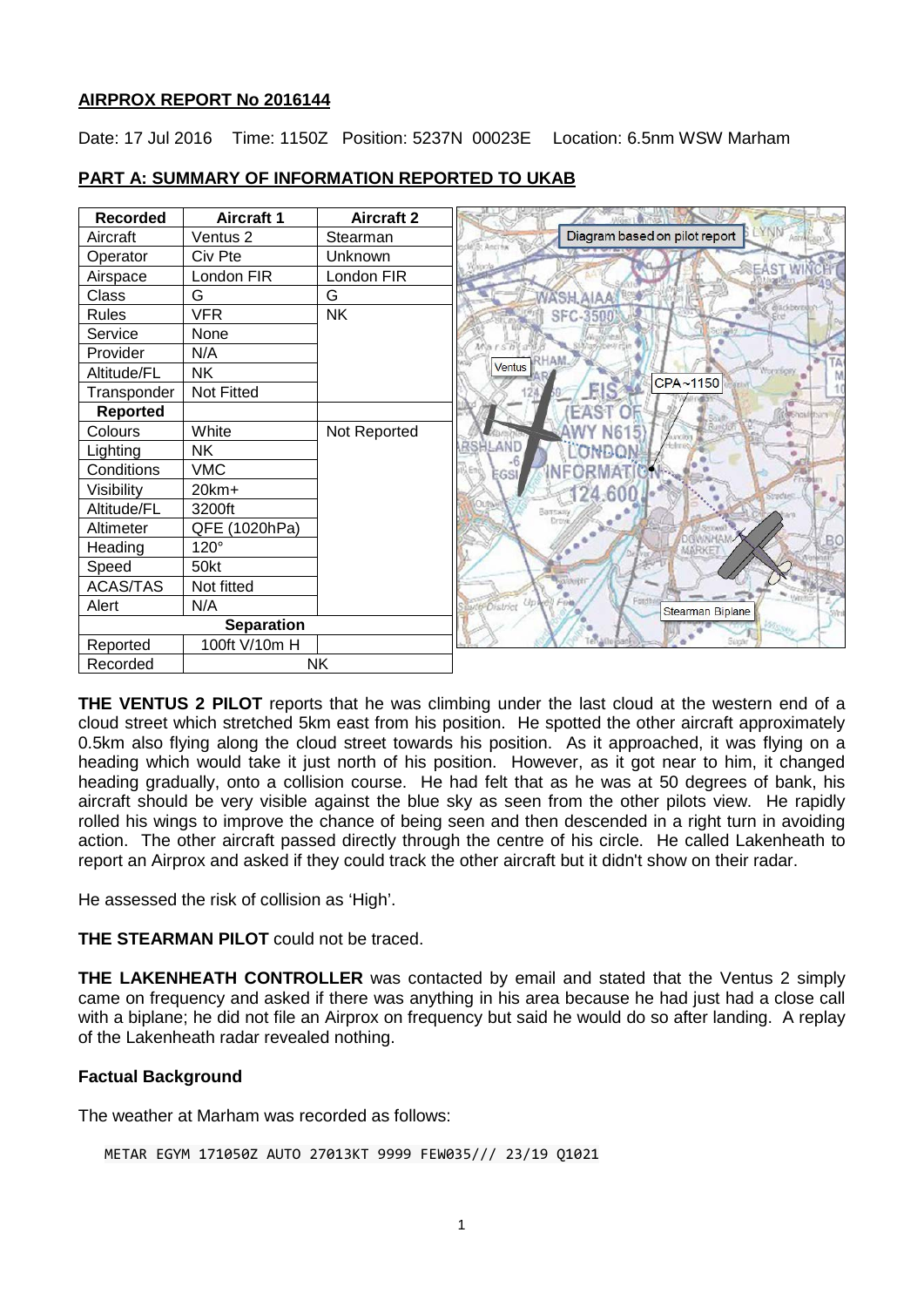**AIRPROX REPORT No 2016144**

Date: 17 Jul 2016 Time: 1150Z Position: 5237N 00023E Location: 6.5nm WSW Marham

## PART A: SUMMARY OF INFORMATION REPORTED TO UKAB

| Recorded | Aircraft 1 | Aircraft 2 |
|---|---|---|
| Aircraft | Ventus 2 | Stearman |
| Operator | Civ Pte | Unknown |
| Airspace | London FIR | London FIR |
| Class | G | G |
| Rules | VFR | NK |
| Service | None | |
| Provider | N/A | |
| Altitude/FL | NK | |
| Transponder | Not Fitted | |
| **Reported** | | |
| Colours | White | Not Reported |
| Lighting | NK | |
| Conditions | VMC | |
| Visibility | 20km+ | |
| Altitude/FL | 3200ft | |
| Altimeter | QFE (1020hPa) | |
| Heading | 120° | |
| Speed | 50kt | |
| ACAS/TAS | Not fitted | |
| Alert | N/A | |
| **Separation** | | |
| Reported | 100ft V/10m H | |
| Recorded | NK | |

Diagram based on pilot report

**THE VENTUS 2 PILOT** reports that he was climbing under the last cloud at the western end of a cloud street which stretched 5km east from his position. He spotted the other aircraft approximately 0.5km also flying along the cloud street towards his position. As it approached, it was flying on a heading which would take it just north of his position. However, as it got near to him, it changed heading gradually, onto a collision course. He had felt that as he was at 50 degrees of bank, his aircraft should be very visible against the blue sky as seen from the other pilots view. He rapidly rolled his wings to improve the chance of being seen and then descended in a right turn in avoiding action. The other aircraft passed directly through the centre of his circle. He called Lakenheath to report an Airprox and asked if they could track the other aircraft but it didn't show on their radar.

He assessed the risk of collision as 'High'.

**THE STEARMAN PILOT** could not be traced.

**THE LAKENHEATH CONTROLLER** was contacted by email and stated that the Ventus 2 simply came on frequency and asked if there was anything in his area because he had just had a close call with a biplane; he did not file an Airprox on frequency but said he would do so after landing. A replay of the Lakenheath radar revealed nothing.

### Factual Background

The weather at Marham was recorded as follows:

```
METAR EGYM 171050Z AUTO 27013KT 9999 FEW035/// 23/19 Q1021
```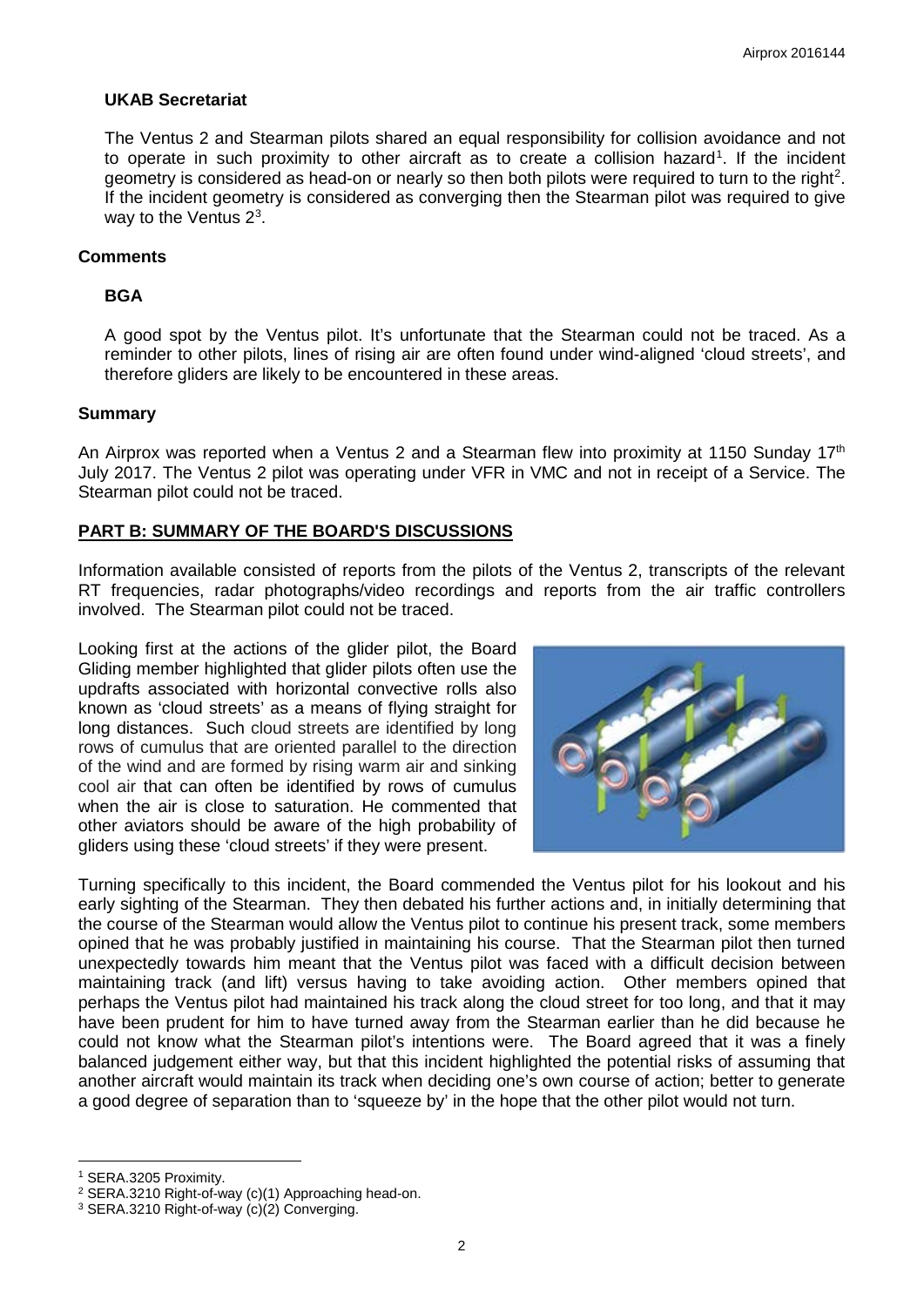### UKAB Secretariat

The Ventus 2 and Stearman pilots shared an equal responsibility for collision avoidance and not to operate in such proximity to other aircraft as to create a collision hazard[1]. If the incident geometry is considered as head-on or nearly so then both pilots were required to turn to the right[2]. If the incident geometry is considered as converging then the Stearman pilot was required to give way to the Ventus 2[3].

## Comments

### BGA

A good spot by the Ventus pilot. It's unfortunate that the Stearman could not be traced. As a reminder to other pilots, lines of rising air are often found under wind-aligned 'cloud streets', and therefore gliders are likely to be encountered in these areas.

## Summary

An Airprox was reported when a Ventus 2 and a Stearman flew into proximity at 1150 Sunday 17th July 2017. The Ventus 2 pilot was operating under VFR in VMC and not in receipt of a Service. The Stearman pilot could not be traced.

## PART B: SUMMARY OF THE BOARD'S DISCUSSIONS

Information available consisted of reports from the pilots of the Ventus 2, transcripts of the relevant RT frequencies, radar photographs/video recordings and reports from the air traffic controllers involved. The Stearman pilot could not be traced.

Looking first at the actions of the glider pilot, the Board Gliding member highlighted that glider pilots often use the updrafts associated with horizontal convective rolls also known as 'cloud streets' as a means of flying straight for long distances. Such cloud streets are identified by long rows of cumulus that are oriented parallel to the direction of the wind and are formed by rising warm air and sinking cool air that can often be identified by rows of cumulus when the air is close to saturation. He commented that other aviators should be aware of the high probability of gliders using these 'cloud streets' if they were present.

Turning specifically to this incident, the Board commended the Ventus pilot for his lookout and his early sighting of the Stearman. They then debated his further actions and, in initially determining that the course of the Stearman would allow the Ventus pilot to continue his present track, some members opined that he was probably justified in maintaining his course. That the Stearman pilot then turned unexpectedly towards him meant that the Ventus pilot was faced with a difficult decision between maintaining track (and lift) versus having to take avoiding action. Other members opined that perhaps the Ventus pilot had maintained his track along the cloud street for too long, and that it may have been prudent for him to have turned away from the Stearman earlier than he did because he could not know what the Stearman pilot's intentions were. The Board agreed that it was a finely balanced judgement either way, but that this incident highlighted the potential risks of assuming that another aircraft would maintain its track when deciding one's own course of action; better to generate a good degree of separation than to 'squeeze by' in the hope that the other pilot would not turn.

---

[1] SERA.3205 Proximity.

[2] SERA.3210 Right-of-way (c)(1) Approaching head-on.

[3] SERA.3210 Right-of-way (c)(2) Converging.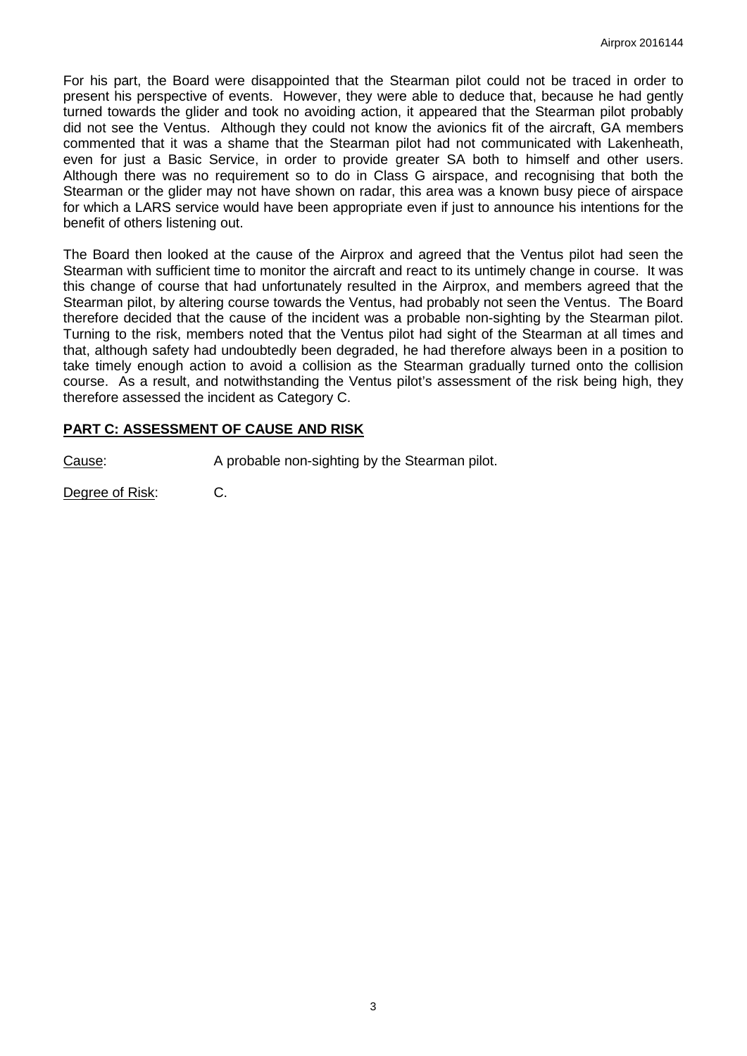For his part, the Board were disappointed that the Stearman pilot could not be traced in order to present his perspective of events. However, they were able to deduce that, because he had gently turned towards the glider and took no avoiding action, it appeared that the Stearman pilot probably did not see the Ventus. Although they could not know the avionics fit of the aircraft, GA members commented that it was a shame that the Stearman pilot had not communicated with Lakenheath, even for just a Basic Service, in order to provide greater SA both to himself and other users. Although there was no requirement so to do in Class G airspace, and recognising that both the Stearman or the glider may not have shown on radar, this area was a known busy piece of airspace for which a LARS service would have been appropriate even if just to announce his intentions for the benefit of others listening out.

The Board then looked at the cause of the Airprox and agreed that the Ventus pilot had seen the Stearman with sufficient time to monitor the aircraft and react to its untimely change in course. It was this change of course that had unfortunately resulted in the Airprox, and members agreed that the Stearman pilot, by altering course towards the Ventus, had probably not seen the Ventus. The Board therefore decided that the cause of the incident was a probable non-sighting by the Stearman pilot. Turning to the risk, members noted that the Ventus pilot had sight of the Stearman at all times and that, although safety had undoubtedly been degraded, he had therefore always been in a position to take timely enough action to avoid a collision as the Stearman gradually turned onto the collision course. As a result, and notwithstanding the Ventus pilot's assessment of the risk being high, they therefore assessed the incident as Category C.

## PART C: ASSESSMENT OF CAUSE AND RISK

Cause: A probable non-sighting by the Stearman pilot.

Degree of Risk: C.